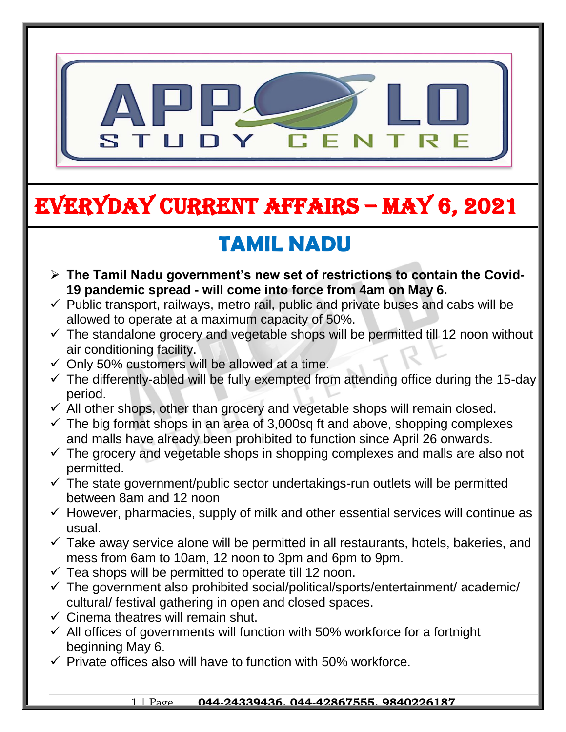# EVERYDAY CURRENT AFFAIRS – MAY 6, 2021

## TAMIL NADU

- **The Tamil Nadu government's new set of restrictions to contain the Covid-19 pandemic spread - will come into force from 4am on May 6.**
- ✓ Public transport, railways, metro rail, public and private buses and cabs will be allowed to operate at a maximum capacity of 50%.
- ✓ The standalone grocery and vegetable shops will be permitted till 12 noon without air conditioning facility.
- ✓ Only 50% customers will be allowed at a time.
- ✓ The differently-abled will be fully exempted from attending office during the 15-day period.
- ✓ All other shops, other than grocery and vegetable shops will remain closed.
- ✓ The big format shops in an area of 3,000sq ft and above, shopping complexes and malls have already been prohibited to function since April 26 onwards.
- ✓ The grocery and vegetable shops in shopping complexes and malls are also not permitted.
- ✓ The state government/public sector undertakings-run outlets will be permitted between 8am and 12 noon
- ✓ However, pharmacies, supply of milk and other essential services will continue as usual.
- ✓ Take away service alone will be permitted in all restaurants, hotels, bakeries, and mess from 6am to 10am, 12 noon to 3pm and 6pm to 9pm.
- ✓ Tea shops will be permitted to operate till 12 noon.
- ✓ The government also prohibited social/political/sports/entertainment/ academic/ cultural/ festival gathering in open and closed spaces.
- ✓ Cinema theatres will remain shut.
- ✓ All offices of governments will function with 50% workforce for a fortnight beginning May 6.
- ✓ Private offices also will have to function with 50% workforce.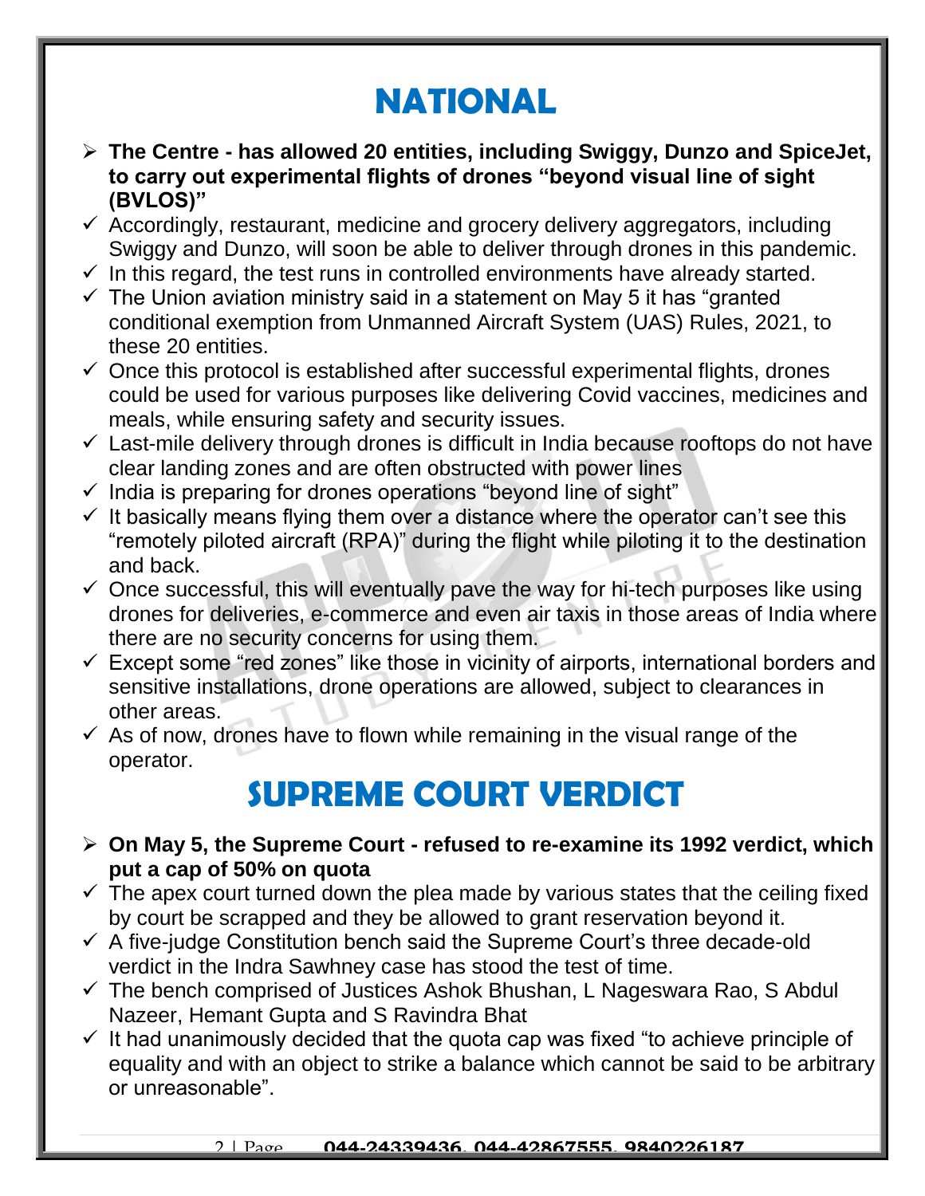# NATIONAL

- **The Centre - has allowed 20 entities, including Swiggy, Dunzo and SpiceJet, to carry out experimental flights of drones "beyond visual line of sight (BVLOS)"**
  - ✓ Accordingly, restaurant, medicine and grocery delivery aggregators, including Swiggy and Dunzo, will soon be able to deliver through drones in this pandemic.
  - ✓ In this regard, the test runs in controlled environments have already started.
  - ✓ The Union aviation ministry said in a statement on May 5 it has "granted conditional exemption from Unmanned Aircraft System (UAS) Rules, 2021, to these 20 entities.
  - ✓ Once this protocol is established after successful experimental flights, drones could be used for various purposes like delivering Covid vaccines, medicines and meals, while ensuring safety and security issues.
  - ✓ Last-mile delivery through drones is difficult in India because rooftops do not have clear landing zones and are often obstructed with power lines
  - ✓ India is preparing for drones operations "beyond line of sight"
  - ✓ It basically means flying them over a distance where the operator can't see this "remotely piloted aircraft (RPA)" during the flight while piloting it to the destination and back.
  - ✓ Once successful, this will eventually pave the way for hi-tech purposes like using drones for deliveries, e-commerce and even air taxis in those areas of India where there are no security concerns for using them.
  - ✓ Except some "red zones" like those in vicinity of airports, international borders and sensitive installations, drone operations are allowed, subject to clearances in other areas.
  - ✓ As of now, drones have to flown while remaining in the visual range of the operator.

# SUPREME COURT VERDICT

- **On May 5, the Supreme Court - refused to re-examine its 1992 verdict, which put a cap of 50% on quota**
  - ✓ The apex court turned down the plea made by various states that the ceiling fixed by court be scrapped and they be allowed to grant reservation beyond it.
  - ✓ A five-judge Constitution bench said the Supreme Court's three decade-old verdict in the Indra Sawhney case has stood the test of time.
  - ✓ The bench comprised of Justices Ashok Bhushan, L Nageswara Rao, S Abdul Nazeer, Hemant Gupta and S Ravindra Bhat
  - ✓ It had unanimously decided that the quota cap was fixed "to achieve principle of equality and with an object to strike a balance which cannot be said to be arbitrary or unreasonable".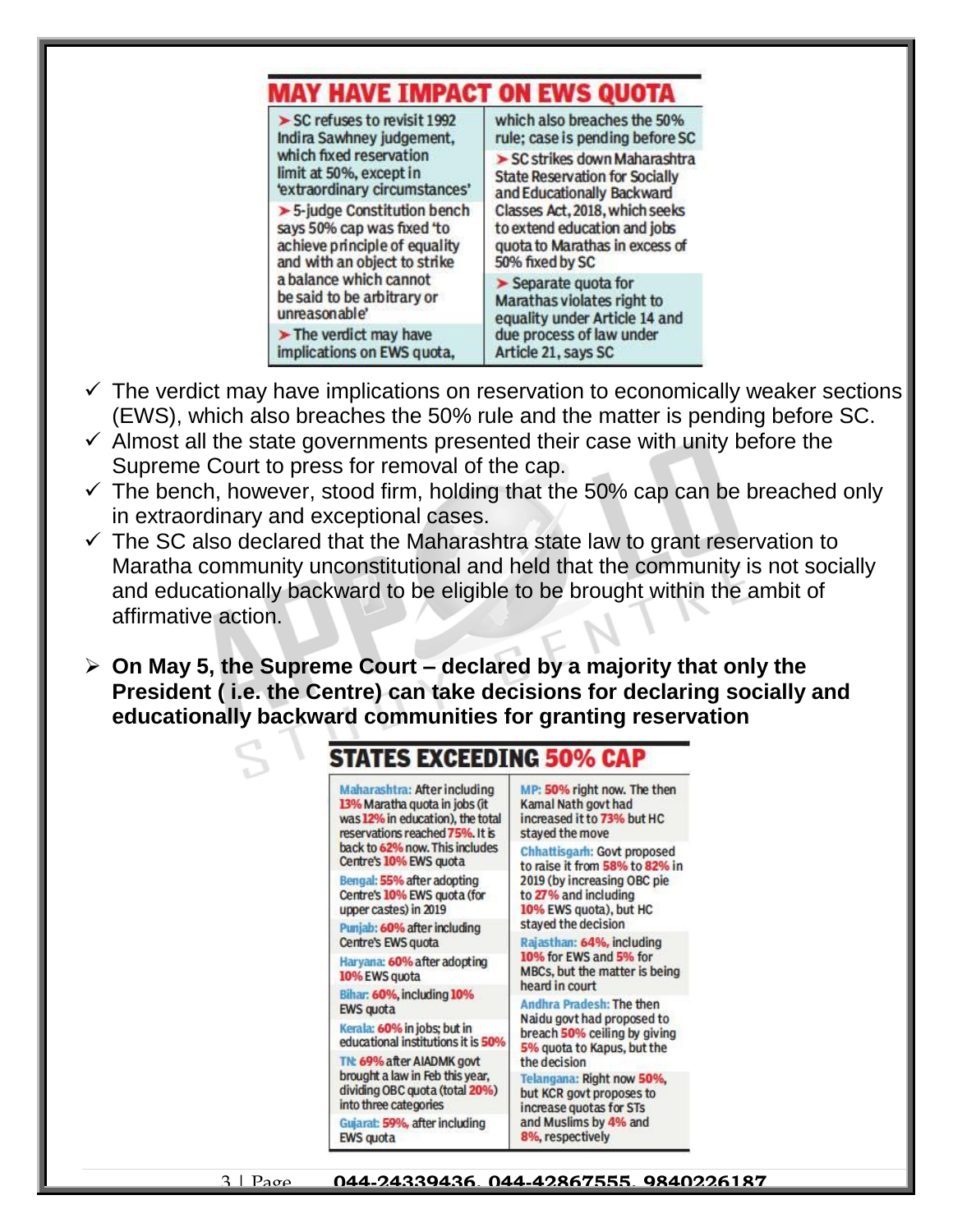## MAY HAVE IMPACT ON EWS QUOTA

- SC refuses to revisit 1992 Indira Sawhney judgement, which fixed reservation limit at 50%, except in 'extraordinary circumstances'
- 5-judge Constitution bench says 50% cap was fixed 'to achieve principle of equality and with an object to strike a balance which cannot be said to be arbitrary or unreasonable'
- The verdict may have implications on EWS quota, which also breaches the 50% rule; case is pending before SC
- SC strikes down Maharashtra State Reservation for Socially and Educationally Backward Classes Act, 2018, which seeks to extend education and jobs quota to Marathas in excess of 50% fixed by SC
- Separate quota for Marathas violates right to equality under Article 14 and due process of law under Article 21, says SC

- ✓ The verdict may have implications on reservation to economically weaker sections (EWS), which also breaches the 50% rule and the matter is pending before SC.
- ✓ Almost all the state governments presented their case with unity before the Supreme Court to press for removal of the cap.
- ✓ The bench, however, stood firm, holding that the 50% cap can be breached only in extraordinary and exceptional cases.
- ✓ The SC also declared that the Maharashtra state law to grant reservation to Maratha community unconstitutional and held that the community is not socially and educationally backward to be eligible to be brought within the ambit of affirmative action.

- **On May 5, the Supreme Court – declared by a majority that only the President ( i.e. the Centre) can take decisions for declaring socially and educationally backward communities for granting reservation**

## STATES EXCEEDING 50% CAP

- **Maharashtra:** After including 13% Maratha quota in jobs (it was 12% in education), the total reservations reached 75%. It is back to 62% now. This includes Centre's 10% EWS quota
- **Bengal:** 55% after adopting Centre's 10% EWS quota (for upper castes) in 2019
- **Punjab:** 60% after including Centre's EWS quota
- **Haryana:** 60% after adopting 10% EWS quota
- **Bihar:** 60%, including 10% EWS quota
- **Kerala:** 60% in jobs; but in educational institutions it is 50%
- **TN:** 69% after AIADMK govt brought a law in Feb this year, dividing OBC quota (total 20%) into three categories
- **Gujarat:** 59%, after including EWS quota
- **MP:** 50% right now. The then Kamal Nath govt had increased it to 73% but HC stayed the move
- **Chhattisgarh:** Govt proposed to raise it from 58% to 82% in 2019 (by increasing OBC pie to 27% and including 10% EWS quota), but HC stayed the decision
- **Rajasthan:** 64%, including 10% for EWS and 5% for MBCs, but the matter is being heard in court
- **Andhra Pradesh:** The then Naidu govt had proposed to breach 50% ceiling by giving 5% quota to Kapus, but the the decision
- **Telangana:** Right now 50%, but KCR govt proposes to increase quotas for STs and Muslims by 4% and 8%, respectively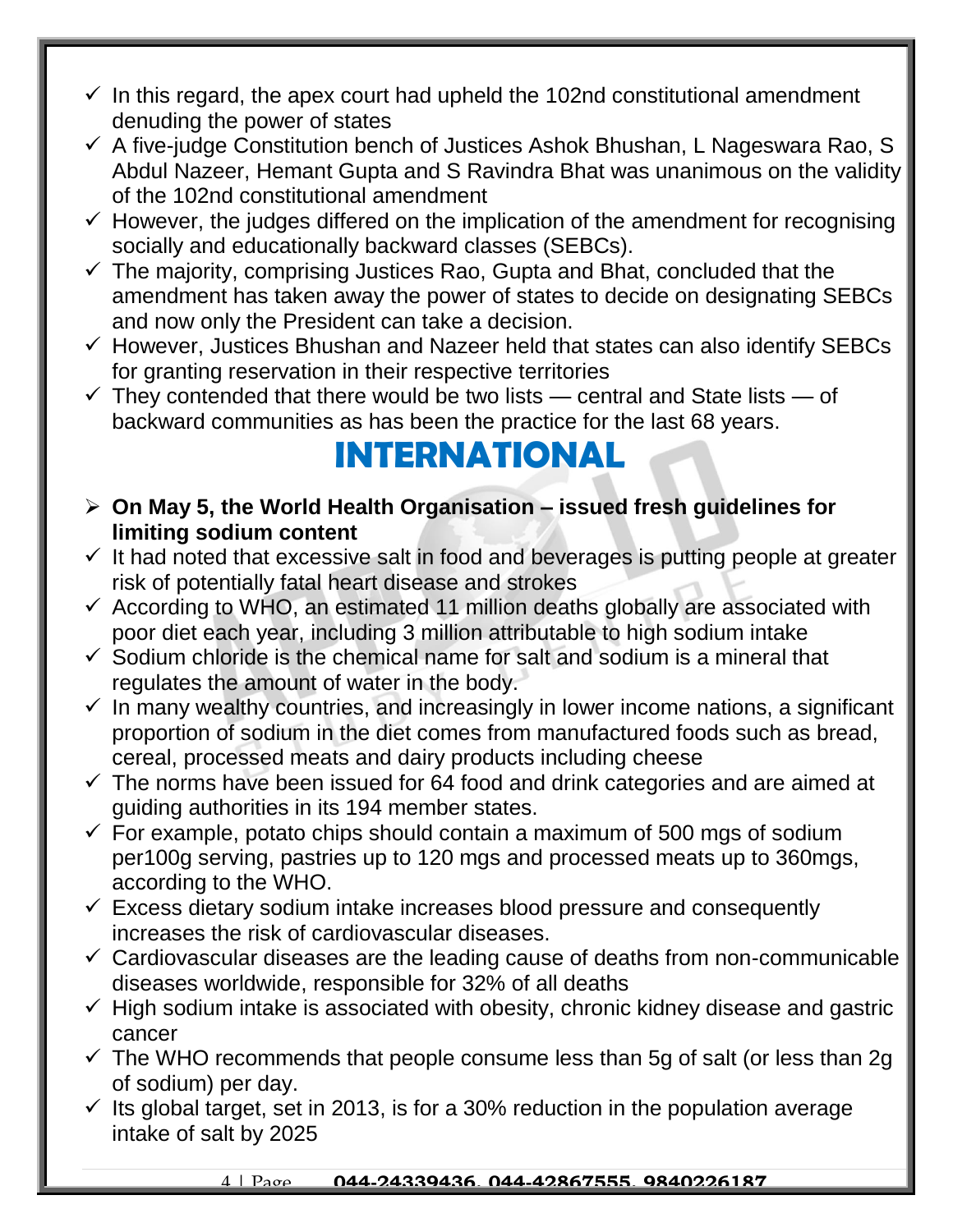- ✓ In this regard, the apex court had upheld the 102nd constitutional amendment denuding the power of states
- ✓ A five-judge Constitution bench of Justices Ashok Bhushan, L Nageswara Rao, S Abdul Nazeer, Hemant Gupta and S Ravindra Bhat was unanimous on the validity of the 102nd constitutional amendment
- ✓ However, the judges differed on the implication of the amendment for recognising socially and educationally backward classes (SEBCs).
- ✓ The majority, comprising Justices Rao, Gupta and Bhat, concluded that the amendment has taken away the power of states to decide on designating SEBCs and now only the President can take a decision.
- ✓ However, Justices Bhushan and Nazeer held that states can also identify SEBCs for granting reservation in their respective territories
- ✓ They contended that there would be two lists — central and State lists — of backward communities as has been the practice for the last 68 years.

# INTERNATIONAL

- ➢ **On May 5, the World Health Organisation – issued fresh guidelines for limiting sodium content**
- ✓ It had noted that excessive salt in food and beverages is putting people at greater risk of potentially fatal heart disease and strokes
- ✓ According to WHO, an estimated 11 million deaths globally are associated with poor diet each year, including 3 million attributable to high sodium intake
- ✓ Sodium chloride is the chemical name for salt and sodium is a mineral that regulates the amount of water in the body.
- ✓ In many wealthy countries, and increasingly in lower income nations, a significant proportion of sodium in the diet comes from manufactured foods such as bread, cereal, processed meats and dairy products including cheese
- ✓ The norms have been issued for 64 food and drink categories and are aimed at guiding authorities in its 194 member states.
- ✓ For example, potato chips should contain a maximum of 500 mgs of sodium per100g serving, pastries up to 120 mgs and processed meats up to 360mgs, according to the WHO.
- ✓ Excess dietary sodium intake increases blood pressure and consequently increases the risk of cardiovascular diseases.
- ✓ Cardiovascular diseases are the leading cause of deaths from non-communicable diseases worldwide, responsible for 32% of all deaths
- ✓ High sodium intake is associated with obesity, chronic kidney disease and gastric cancer
- ✓ The WHO recommends that people consume less than 5g of salt (or less than 2g of sodium) per day.
- ✓ Its global target, set in 2013, is for a 30% reduction in the population average intake of salt by 2025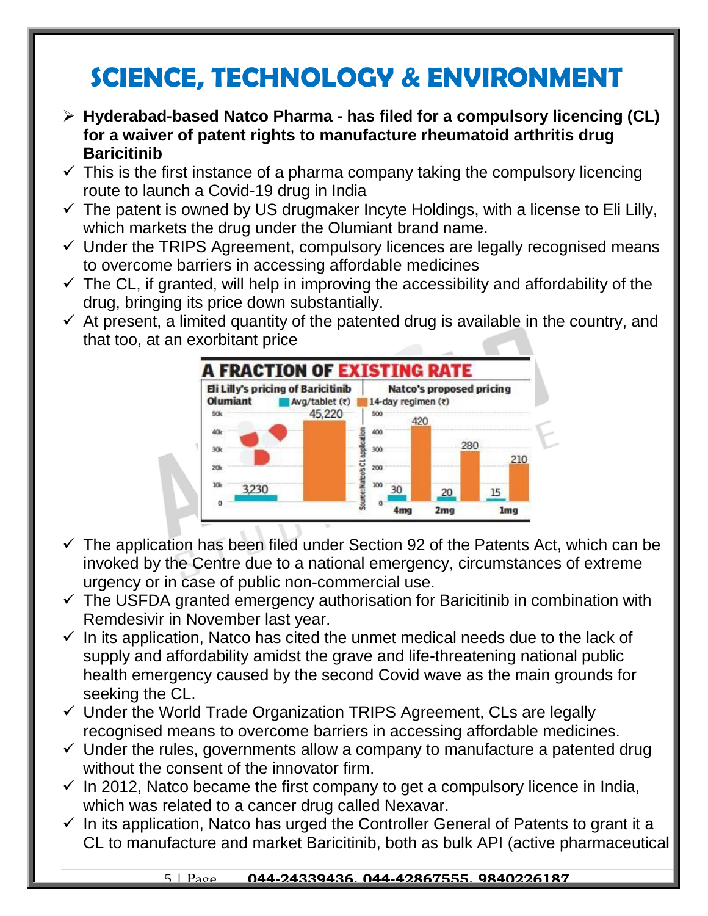# SCIENCE, TECHNOLOGY & ENVIRONMENT

- **Hyderabad-based Natco Pharma - has filed for a compulsory licencing (CL) for a waiver of patent rights to manufacture rheumatoid arthritis drug Baricitinib**
- ✓ This is the first instance of a pharma company taking the compulsory licencing route to launch a Covid-19 drug in India
- ✓ The patent is owned by US drugmaker Incyte Holdings, with a license to Eli Lilly, which markets the drug under the Olumiant brand name.
- ✓ Under the TRIPS Agreement, compulsory licences are legally recognised means to overcome barriers in accessing affordable medicines
- ✓ The CL, if granted, will help in improving the accessibility and affordability of the drug, bringing its price down substantially.
- ✓ At present, a limited quantity of the patented drug is available in the country, and that too, at an exorbitant price

**A FRACTION OF EXISTING RATE**

Eli Lilly's pricing of Baricitinib – Olumiant

| | Avg/tablet (₹) | 14-day regimen (₹) |
|---|---|---|
| Olumiant | 3,230 | 45,220 |

Natco's proposed pricing

| | Avg/tablet (₹) | 14-day regimen (₹) |
|---|---|---|
| 4mg | 30 | 420 |
| 2mg | 20 | 280 |
| 1mg | 15 | 210 |

Source: Natco's CL application

- ✓ The application has been filed under Section 92 of the Patents Act, which can be invoked by the Centre due to a national emergency, circumstances of extreme urgency or in case of public non-commercial use.
- ✓ The USFDA granted emergency authorisation for Baricitinib in combination with Remdesivir in November last year.
- ✓ In its application, Natco has cited the unmet medical needs due to the lack of supply and affordability amidst the grave and life-threatening national public health emergency caused by the second Covid wave as the main grounds for seeking the CL.
- ✓ Under the World Trade Organization TRIPS Agreement, CLs are legally recognised means to overcome barriers in accessing affordable medicines.
- ✓ Under the rules, governments allow a company to manufacture a patented drug without the consent of the innovator firm.
- ✓ In 2012, Natco became the first company to get a compulsory licence in India, which was related to a cancer drug called Nexavar.
- ✓ In its application, Natco has urged the Controller General of Patents to grant it a CL to manufacture and market Baricitinib, both as bulk API (active pharmaceutical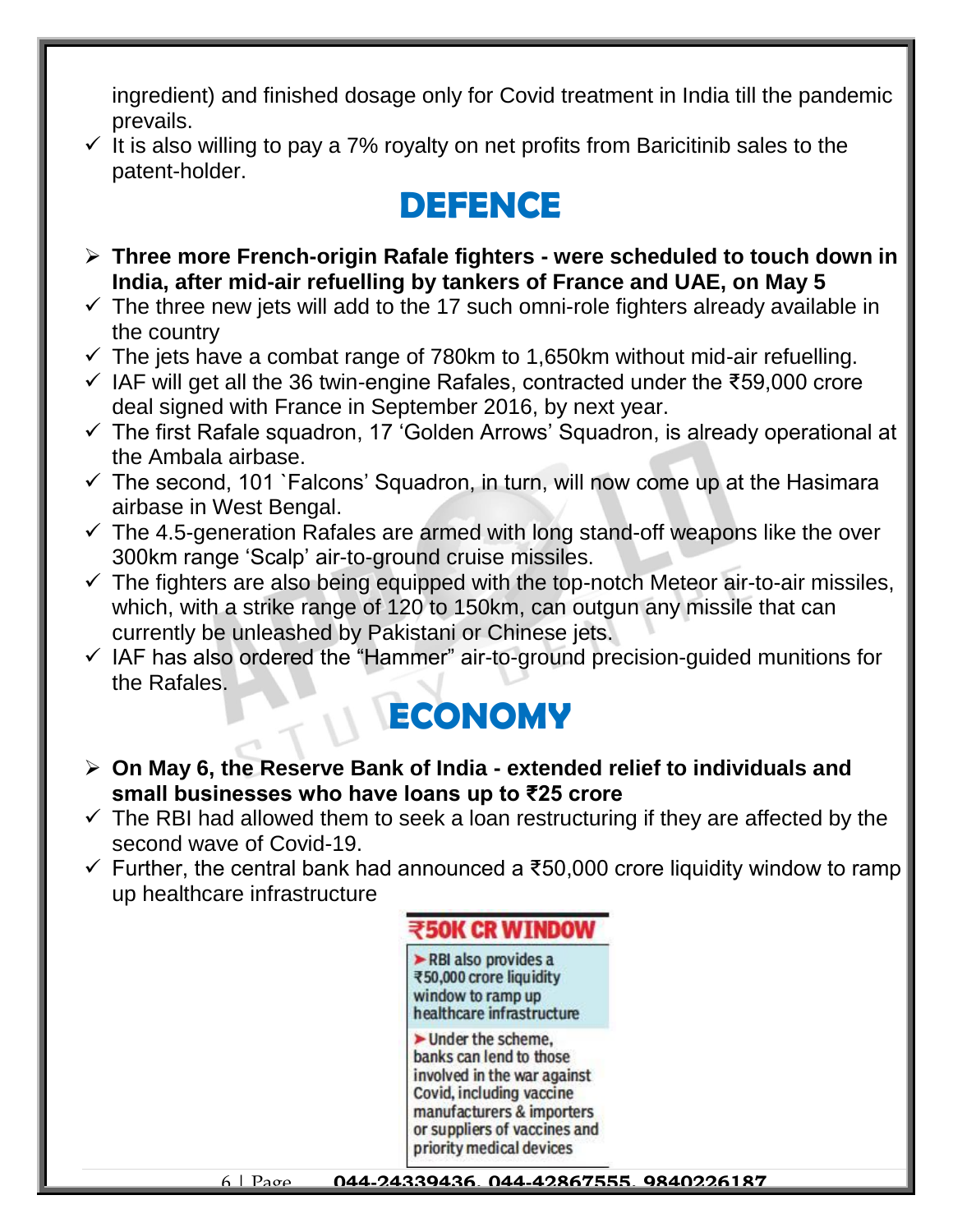ingredient) and finished dosage only for Covid treatment in India till the pandemic prevails.

- ✓ It is also willing to pay a 7% royalty on net profits from Baricitinib sales to the patent-holder.

# DEFENCE

- ➢ **Three more French-origin Rafale fighters - were scheduled to touch down in India, after mid-air refuelling by tankers of France and UAE, on May 5**
- ✓ The three new jets will add to the 17 such omni-role fighters already available in the country
- ✓ The jets have a combat range of 780km to 1,650km without mid-air refuelling.
- ✓ IAF will get all the 36 twin-engine Rafales, contracted under the ₹59,000 crore deal signed with France in September 2016, by next year.
- ✓ The first Rafale squadron, 17 'Golden Arrows' Squadron, is already operational at the Ambala airbase.
- ✓ The second, 101 `Falcons' Squadron, in turn, will now come up at the Hasimara airbase in West Bengal.
- ✓ The 4.5-generation Rafales are armed with long stand-off weapons like the over 300km range 'Scalp' air-to-ground cruise missiles.
- ✓ The fighters are also being equipped with the top-notch Meteor air-to-air missiles, which, with a strike range of 120 to 150km, can outgun any missile that can currently be unleashed by Pakistani or Chinese jets.
- ✓ IAF has also ordered the "Hammer" air-to-ground precision-guided munitions for the Rafales.

# ECONOMY

- ➢ **On May 6, the Reserve Bank of India - extended relief to individuals and small businesses who have loans up to ₹25 crore**
- ✓ The RBI had allowed them to seek a loan restructuring if they are affected by the second wave of Covid-19.
- ✓ Further, the central bank had announced a ₹50,000 crore liquidity window to ramp up healthcare infrastructure

**₹50K CR WINDOW**

- RBI also provides a ₹50,000 crore liquidity window to ramp up healthcare infrastructure
- Under the scheme, banks can lend to those involved in the war against Covid, including vaccine manufacturers & importers or suppliers of vaccines and priority medical devices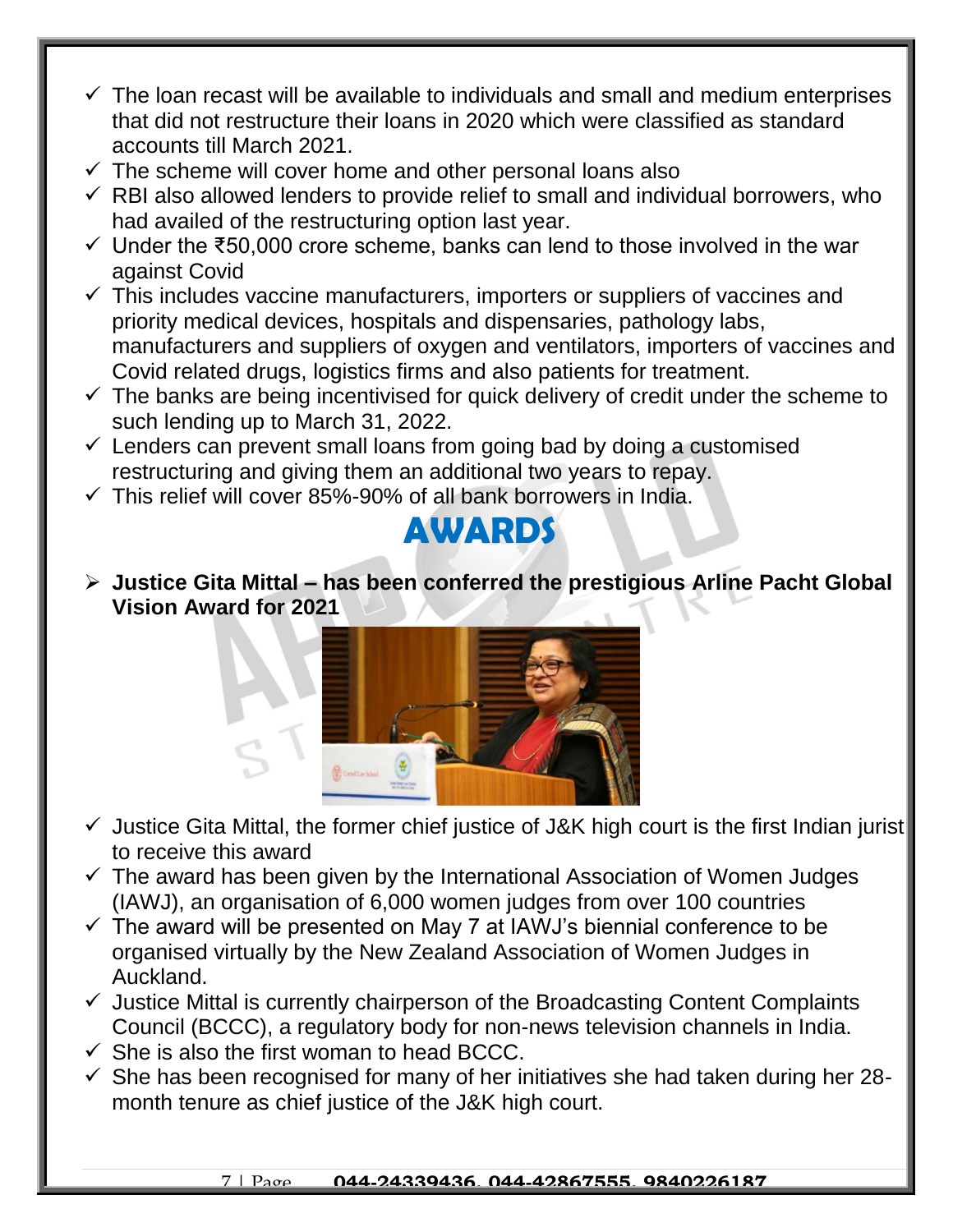- ✓ The loan recast will be available to individuals and small and medium enterprises that did not restructure their loans in 2020 which were classified as standard accounts till March 2021.
- ✓ The scheme will cover home and other personal loans also
- ✓ RBI also allowed lenders to provide relief to small and individual borrowers, who had availed of the restructuring option last year.
- ✓ Under the ₹50,000 crore scheme, banks can lend to those involved in the war against Covid
- ✓ This includes vaccine manufacturers, importers or suppliers of vaccines and priority medical devices, hospitals and dispensaries, pathology labs, manufacturers and suppliers of oxygen and ventilators, importers of vaccines and Covid related drugs, logistics firms and also patients for treatment.
- ✓ The banks are being incentivised for quick delivery of credit under the scheme to such lending up to March 31, 2022.
- ✓ Lenders can prevent small loans from going bad by doing a customised restructuring and giving them an additional two years to repay.
- ✓ This relief will cover 85%-90% of all bank borrowers in India.

# AWARDS

- **Justice Gita Mittal – has been conferred the prestigious Arline Pacht Global Vision Award for 2021**

- ✓ Justice Gita Mittal, the former chief justice of J&K high court is the first Indian jurist to receive this award
- ✓ The award has been given by the International Association of Women Judges (IAWJ), an organisation of 6,000 women judges from over 100 countries
- ✓ The award will be presented on May 7 at IAWJ's biennial conference to be organised virtually by the New Zealand Association of Women Judges in Auckland.
- ✓ Justice Mittal is currently chairperson of the Broadcasting Content Complaints Council (BCCC), a regulatory body for non-news television channels in India.
- ✓ She is also the first woman to head BCCC.
- ✓ She has been recognised for many of her initiatives she had taken during her 28-month tenure as chief justice of the J&K high court.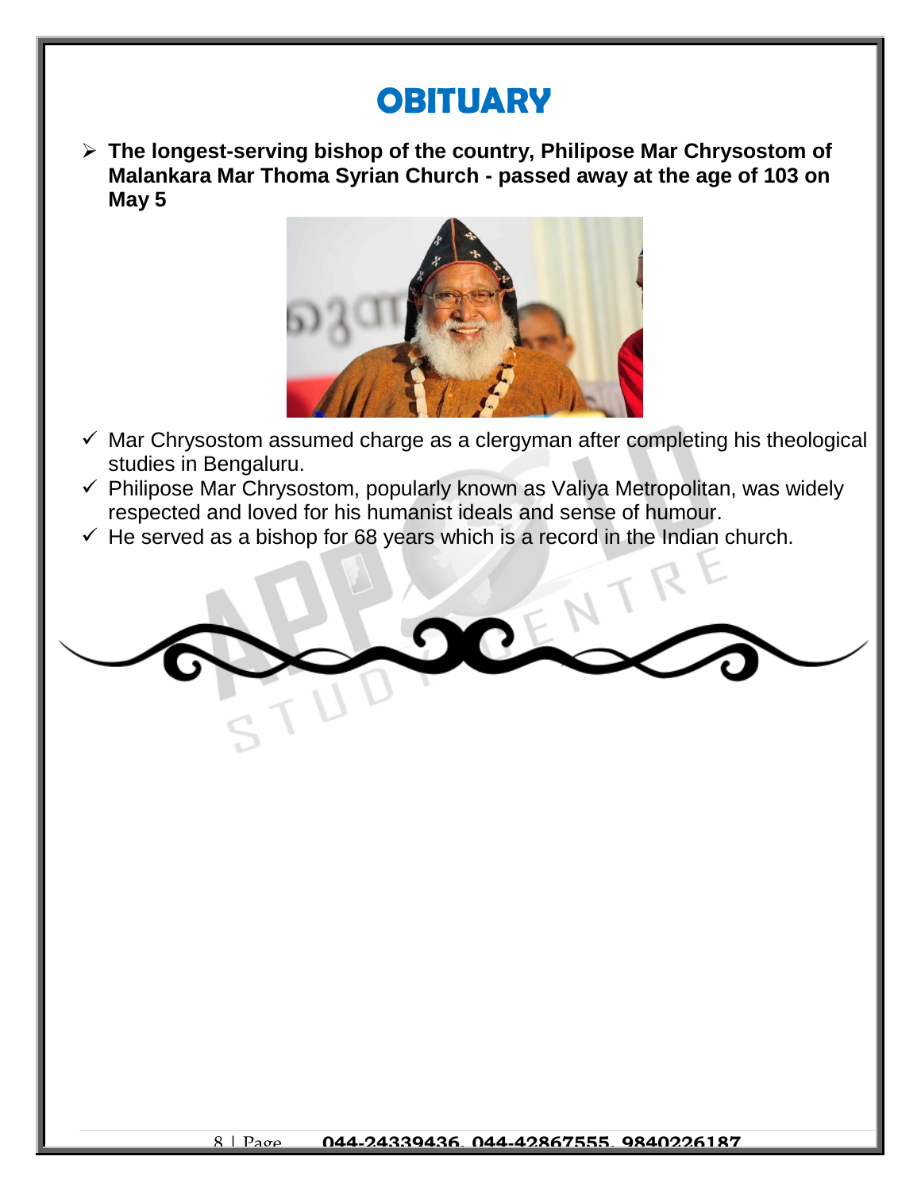# OBITUARY

- **The longest-serving bishop of the country, Philipose Mar Chrysostom of Malankara Mar Thoma Syrian Church - passed away at the age of 103 on May 5**

- ✓ Mar Chrysostom assumed charge as a clergyman after completing his theological studies in Bengaluru.
- ✓ Philipose Mar Chrysostom, popularly known as Valiya Metropolitan, was widely respected and loved for his humanist ideals and sense of humour.
- ✓ He served as a bishop for 68 years which is a record in the Indian church.